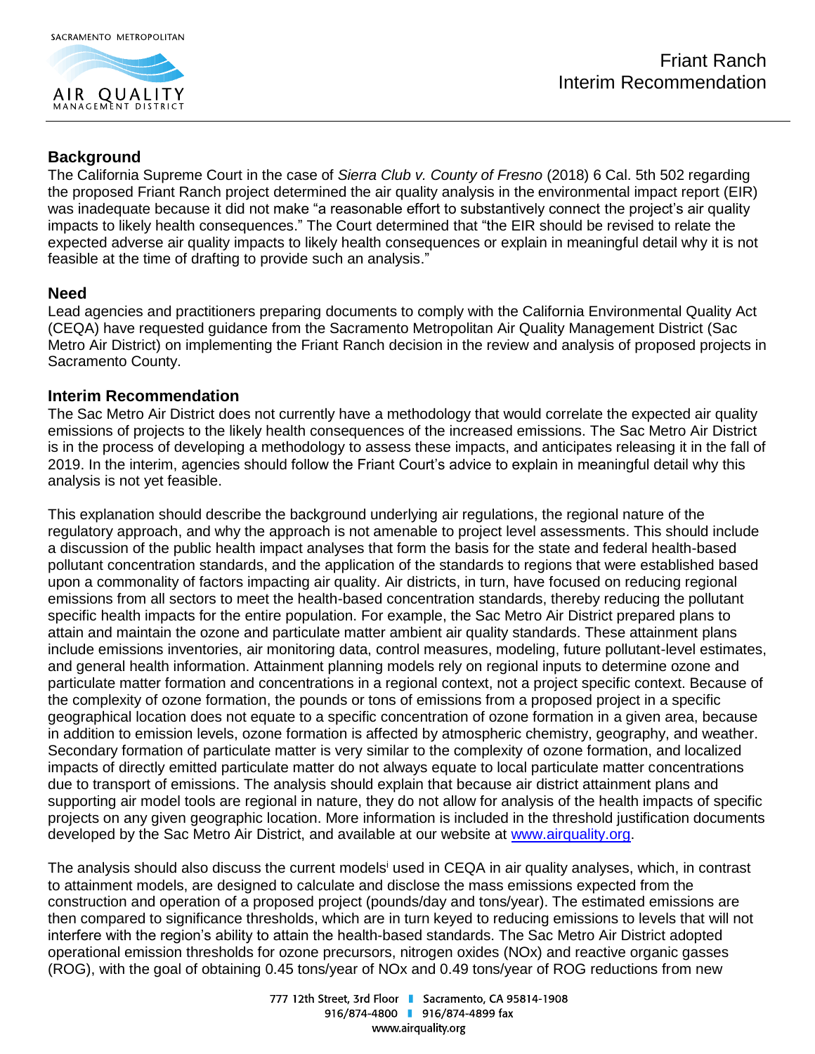# Friant Ranch Interim Recommendation

## Background

The California Supreme Court in the case of *Sierra Club v. County of Fresno* (2018) 6 Cal. 5th 502 regarding the proposed Friant Ranch project determined the air quality analysis in the environmental impact report (EIR) was inadequate because it did not make "a reasonable effort to substantively connect the project's air quality impacts to likely health consequences." The Court determined that "the EIR should be revised to relate the expected adverse air quality impacts to likely health consequences or explain in meaningful detail why it is not feasible at the time of drafting to provide such an analysis."

## Need

Lead agencies and practitioners preparing documents to comply with the California Environmental Quality Act (CEQA) have requested guidance from the Sacramento Metropolitan Air Quality Management District (Sac Metro Air District) on implementing the Friant Ranch decision in the review and analysis of proposed projects in Sacramento County.

## Interim Recommendation

The Sac Metro Air District does not currently have a methodology that would correlate the expected air quality emissions of projects to the likely health consequences of the increased emissions. The Sac Metro Air District is in the process of developing a methodology to assess these impacts, and anticipates releasing it in the fall of 2019. In the interim, agencies should follow the Friant Court's advice to explain in meaningful detail why this analysis is not yet feasible.

This explanation should describe the background underlying air regulations, the regional nature of the regulatory approach, and why the approach is not amenable to project level assessments. This should include a discussion of the public health impact analyses that form the basis for the state and federal health-based pollutant concentration standards, and the application of the standards to regions that were established based upon a commonality of factors impacting air quality. Air districts, in turn, have focused on reducing regional emissions from all sectors to meet the health-based concentration standards, thereby reducing the pollutant specific health impacts for the entire population. For example, the Sac Metro Air District prepared plans to attain and maintain the ozone and particulate matter ambient air quality standards. These attainment plans include emissions inventories, air monitoring data, control measures, modeling, future pollutant-level estimates, and general health information. Attainment planning models rely on regional inputs to determine ozone and particulate matter formation and concentrations in a regional context, not a project specific context. Because of the complexity of ozone formation, the pounds or tons of emissions from a proposed project in a specific geographical location does not equate to a specific concentration of ozone formation in a given area, because in addition to emission levels, ozone formation is affected by atmospheric chemistry, geography, and weather. Secondary formation of particulate matter is very similar to the complexity of ozone formation, and localized impacts of directly emitted particulate matter do not always equate to local particulate matter concentrations due to transport of emissions. The analysis should explain that because air district attainment plans and supporting air model tools are regional in nature, they do not allow for analysis of the health impacts of specific projects on any given geographic location. More information is included in the threshold justification documents developed by the Sac Metro Air District, and available at our website at www.airquality.org.

The analysis should also discuss the current models[i] used in CEQA in air quality analyses, which, in contrast to attainment models, are designed to calculate and disclose the mass emissions expected from the construction and operation of a proposed project (pounds/day and tons/year). The estimated emissions are then compared to significance thresholds, which are in turn keyed to reducing emissions to levels that will not interfere with the region's ability to attain the health-based standards. The Sac Metro Air District adopted operational emission thresholds for ozone precursors, nitrogen oxides (NOx) and reactive organic gasses (ROG), with the goal of obtaining 0.45 tons/year of NOx and 0.49 tons/year of ROG reductions from new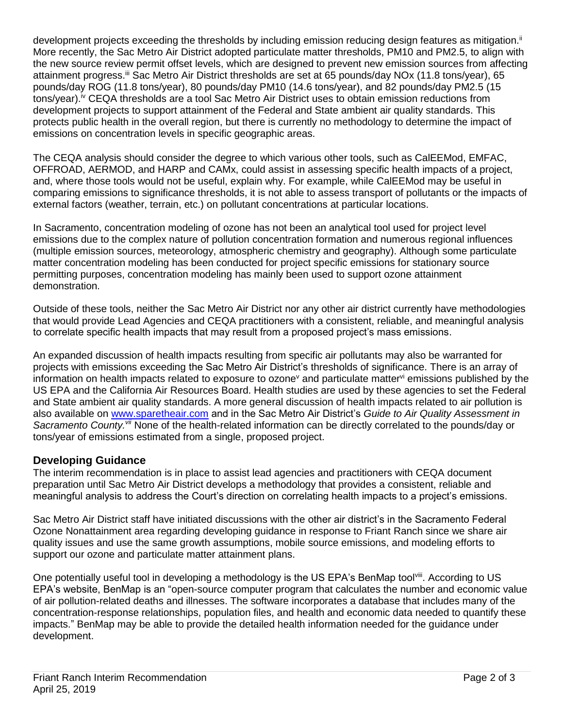development projects exceeding the thresholds by including emission reducing design features as mitigation.[ii] More recently, the Sac Metro Air District adopted particulate matter thresholds, PM10 and PM2.5, to align with the new source review permit offset levels, which are designed to prevent new emission sources from affecting attainment progress.[iii] Sac Metro Air District thresholds are set at 65 pounds/day NOx (11.8 tons/year), 65 pounds/day ROG (11.8 tons/year), 80 pounds/day PM10 (14.6 tons/year), and 82 pounds/day PM2.5 (15 tons/year).[iv] CEQA thresholds are a tool Sac Metro Air District uses to obtain emission reductions from development projects to support attainment of the Federal and State ambient air quality standards. This protects public health in the overall region, but there is currently no methodology to determine the impact of emissions on concentration levels in specific geographic areas.

The CEQA analysis should consider the degree to which various other tools, such as CalEEMod, EMFAC, OFFROAD, AERMOD, and HARP and CAMx, could assist in assessing specific health impacts of a project, and, where those tools would not be useful, explain why. For example, while CalEEMod may be useful in comparing emissions to significance thresholds, it is not able to assess transport of pollutants or the impacts of external factors (weather, terrain, etc.) on pollutant concentrations at particular locations.

In Sacramento, concentration modeling of ozone has not been an analytical tool used for project level emissions due to the complex nature of pollution concentration formation and numerous regional influences (multiple emission sources, meteorology, atmospheric chemistry and geography). Although some particulate matter concentration modeling has been conducted for project specific emissions for stationary source permitting purposes, concentration modeling has mainly been used to support ozone attainment demonstration.

Outside of these tools, neither the Sac Metro Air District nor any other air district currently have methodologies that would provide Lead Agencies and CEQA practitioners with a consistent, reliable, and meaningful analysis to correlate specific health impacts that may result from a proposed project's mass emissions.

An expanded discussion of health impacts resulting from specific air pollutants may also be warranted for projects with emissions exceeding the Sac Metro Air District's thresholds of significance. There is an array of information on health impacts related to exposure to ozone[v] and particulate matter[vi] emissions published by the US EPA and the California Air Resources Board. Health studies are used by these agencies to set the Federal and State ambient air quality standards. A more general discussion of health impacts related to air pollution is also available on [www.sparetheair.com](http://www.sparetheair.com) and in the Sac Metro Air District's *Guide to Air Quality Assessment in Sacramento County.*[vii] None of the health-related information can be directly correlated to the pounds/day or tons/year of emissions estimated from a single, proposed project.

## Developing Guidance

The interim recommendation is in place to assist lead agencies and practitioners with CEQA document preparation until Sac Metro Air District develops a methodology that provides a consistent, reliable and meaningful analysis to address the Court's direction on correlating health impacts to a project's emissions.

Sac Metro Air District staff have initiated discussions with the other air district's in the Sacramento Federal Ozone Nonattainment area regarding developing guidance in response to Friant Ranch since we share air quality issues and use the same growth assumptions, mobile source emissions, and modeling efforts to support our ozone and particulate matter attainment plans.

One potentially useful tool in developing a methodology is the US EPA's BenMap tool[viii]. According to US EPA's website, BenMap is an "open-source computer program that calculates the number and economic value of air pollution-related deaths and illnesses. The software incorporates a database that includes many of the concentration-response relationships, population files, and health and economic data needed to quantify these impacts." BenMap may be able to provide the detailed health information needed for the guidance under development.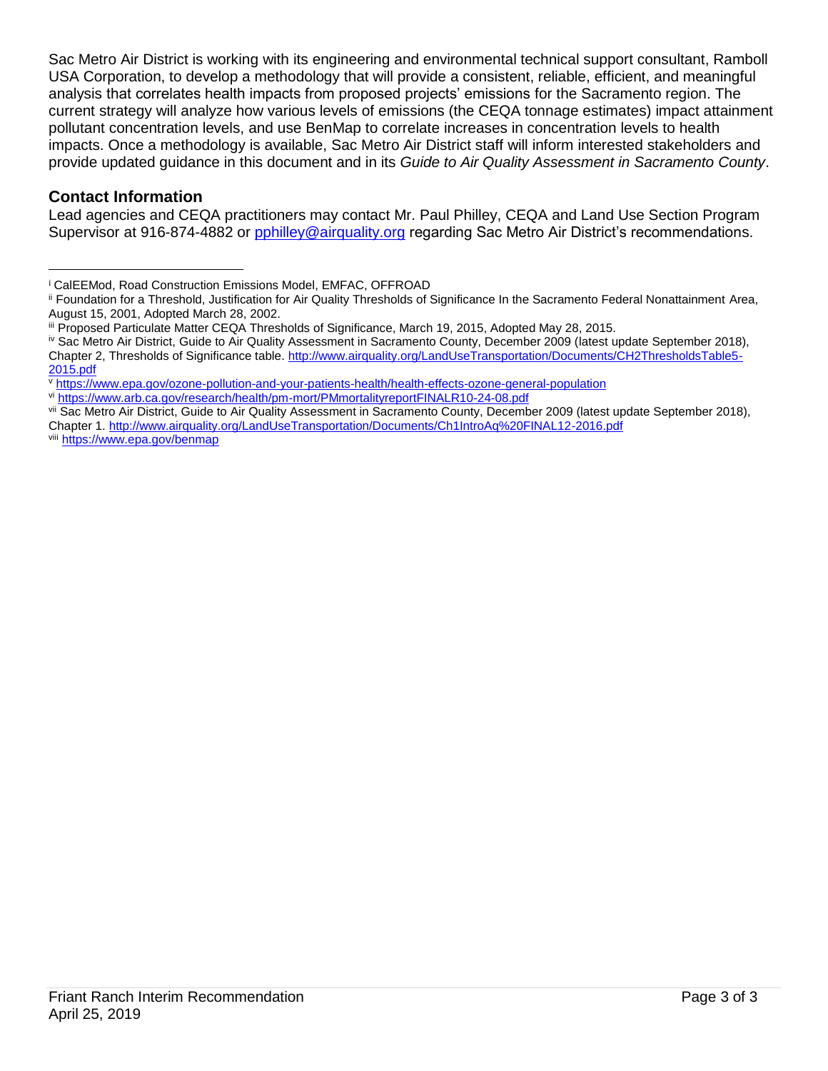Sac Metro Air District is working with its engineering and environmental technical support consultant, Ramboll USA Corporation, to develop a methodology that will provide a consistent, reliable, efficient, and meaningful analysis that correlates health impacts from proposed projects' emissions for the Sacramento region. The current strategy will analyze how various levels of emissions (the CEQA tonnage estimates) impact attainment pollutant concentration levels, and use BenMap to correlate increases in concentration levels to health impacts. Once a methodology is available, Sac Metro Air District staff will inform interested stakeholders and provide updated guidance in this document and in its *Guide to Air Quality Assessment in Sacramento County*.

## Contact Information

Lead agencies and CEQA practitioners may contact Mr. Paul Philley, CEQA and Land Use Section Program Supervisor at 916-874-4882 or pphilley@airquality.org regarding Sac Metro Air District's recommendations.

---

[i] CalEEMod, Road Construction Emissions Model, EMFAC, OFFROAD

[ii] Foundation for a Threshold, Justification for Air Quality Thresholds of Significance In the Sacramento Federal Nonattainment Area, August 15, 2001, Adopted March 28, 2002.

[iii] Proposed Particulate Matter CEQA Thresholds of Significance, March 19, 2015, Adopted May 28, 2015.

[iv] Sac Metro Air District, Guide to Air Quality Assessment in Sacramento County, December 2009 (latest update September 2018), Chapter 2, Thresholds of Significance table. http://www.airquality.org/LandUseTransportation/Documents/CH2ThresholdsTable5-2015.pdf

[v] https://www.epa.gov/ozone-pollution-and-your-patients-health/health-effects-ozone-general-population

[vi] https://www.arb.ca.gov/research/health/pm-mort/PMmortalityreportFINALR10-24-08.pdf

[vii] Sac Metro Air District, Guide to Air Quality Assessment in Sacramento County, December 2009 (latest update September 2018), Chapter 1. http://www.airquality.org/LandUseTransportation/Documents/Ch1IntroAq%20FINAL12-2016.pdf

[viii] https://www.epa.gov/benmap